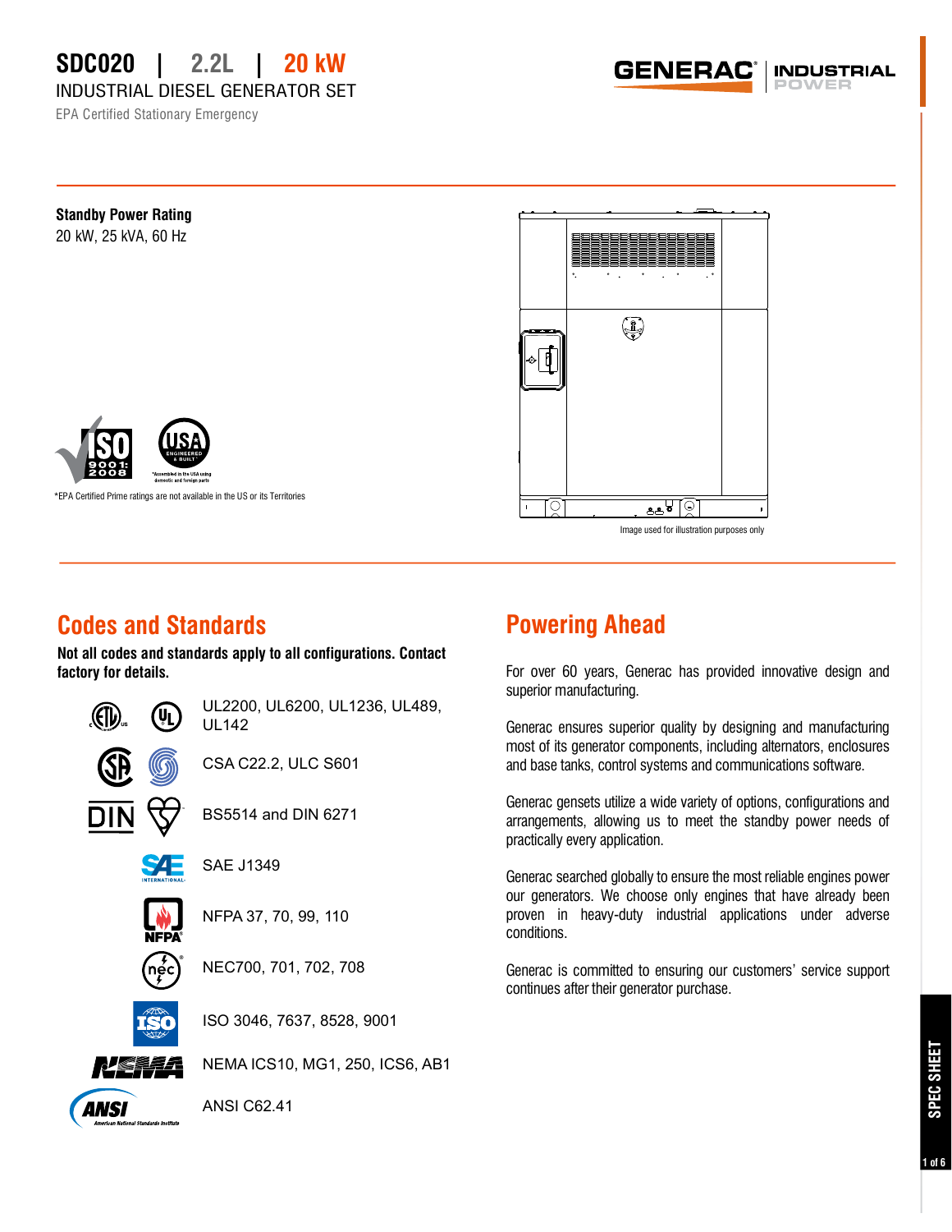# SDC020 | 2.2L | 20 kW

INDUSTRIAL DIESEL GENERATOR SET

EPA Certified Stationary Emergency

**Standby Power Rating**

20 kW, 25 kVA, 60 Hz

*Assembled in the USA using domestic and foreign parts

*EPA Certified Prime ratings are not available in the US or its Territories

Image used for illustration purposes only

## Codes and Standards

**Not all codes and standards apply to all configurations. Contact factory for details.**

- UL2200, UL6200, UL1236, UL489, UL142
- CSA C22.2, ULC S601
- BS5514 and DIN 6271
- SAE J1349
- NFPA 37, 70, 99, 110
- NEC700, 701, 702, 708
- ISO 3046, 7637, 8528, 9001
- NEMA ICS10, MG1, 250, ICS6, AB1
- ANSI C62.41

## Powering Ahead

For over 60 years, Generac has provided innovative design and superior manufacturing.

Generac ensures superior quality by designing and manufacturing most of its generator components, including alternators, enclosures and base tanks, control systems and communications software.

Generac gensets utilize a wide variety of options, configurations and arrangements, allowing us to meet the standby power needs of practically every application.

Generac searched globally to ensure the most reliable engines power our generators. We choose only engines that have already been proven in heavy-duty industrial applications under adverse conditions.

Generac is committed to ensuring our customers' service support continues after their generator purchase.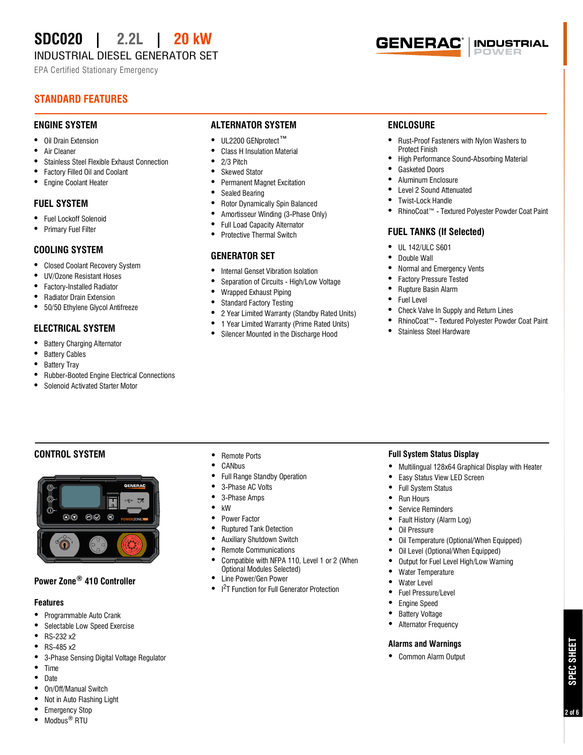# SDC020 | 2.2L | 20 kW

INDUSTRIAL DIESEL GENERATOR SET

EPA Certified Stationary Emergency

## STANDARD FEATURES

### ENGINE SYSTEM

- Oil Drain Extension
- Air Cleaner
- Stainless Steel Flexible Exhaust Connection
- Factory Filled Oil and Coolant
- Engine Coolant Heater

### FUEL SYSTEM

- Fuel Lockoff Solenoid
- Primary Fuel Filter

### COOLING SYSTEM

- Closed Coolant Recovery System
- UV/Ozone Resistant Hoses
- Factory-Installed Radiator
- Radiator Drain Extension
- 50/50 Ethylene Glycol Antifreeze

### ELECTRICAL SYSTEM

- Battery Charging Alternator
- Battery Cables
- Battery Tray
- Rubber-Booted Engine Electrical Connections
- Solenoid Activated Starter Motor

### ALTERNATOR SYSTEM

- UL2200 GENprotect™
- Class H Insulation Material
- 2/3 Pitch
- Skewed Stator
- Permanent Magnet Excitation
- Sealed Bearing
- Rotor Dynamically Spin Balanced
- Amortisseur Winding (3-Phase Only)
- Full Load Capacity Alternator
- Protective Thermal Switch

### GENERATOR SET

- Internal Genset Vibration Isolation
- Separation of Circuits - High/Low Voltage
- Wrapped Exhaust Piping
- Standard Factory Testing
- 2 Year Limited Warranty (Standby Rated Units)
- 1 Year Limited Warranty (Prime Rated Units)
- Silencer Mounted in the Discharge Hood

### ENCLOSURE

- Rust-Proof Fasteners with Nylon Washers to Protect Finish
- High Performance Sound-Absorbing Material
- Gasketed Doors
- Aluminum Enclosure
- Level 2 Sound Attenuated
- Twist-Lock Handle
- RhinoCoat™ - Textured Polyester Powder Coat Paint

### FUEL TANKS (If Selected)

- UL 142/ULC S601
- Double Wall
- Normal and Emergency Vents
- Factory Pressure Tested
- Rupture Basin Alarm
- Fuel Level
- Check Valve In Supply and Return Lines
- RhinoCoat™ - Textured Polyester Powder Coat Paint
- Stainless Steel Hardware

### CONTROL SYSTEM

**Power Zone® 410 Controller**

#### Features

- Programmable Auto Crank
- Selectable Low Speed Exercise
- RS-232 x2
- RS-485 x2
- 3-Phase Sensing Digital Voltage Regulator
- Time
- Date
- On/Off/Manual Switch
- Not in Auto Flashing Light
- Emergency Stop
- Modbus® RTU
- Remote Ports
- CANbus
- Full Range Standby Operation
- 3-Phase AC Volts
- 3-Phase Amps
- kW
- Power Factor
- Ruptured Tank Detection
- Auxiliary Shutdown Switch
- Remote Communications
- Compatible with NFPA 110, Level 1 or 2 (When Optional Modules Selected)
- Line Power/Gen Power
- $I^2T$ Function for Full Generator Protection

#### Full System Status Display

- Multilingual 128x64 Graphical Display with Heater
- Easy Status View LED Screen
- Full System Status
- Run Hours
- Service Reminders
- Fault History (Alarm Log)
- Oil Pressure
- Oil Temperature (Optional/When Equipped)
- Oil Level (Optional/When Equipped)
- Output for Fuel Level High/Low Warning
- Water Temperature
- Water Level
- Fuel Pressure/Level
- Engine Speed
- Battery Voltage
- Alternator Frequency

#### Alarms and Warnings

- Common Alarm Output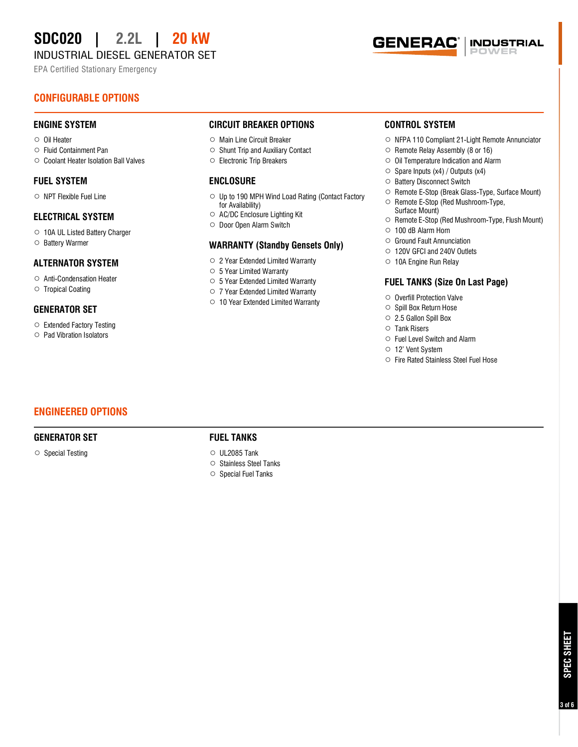# SDC020 | 2.2L | 20 kW

INDUSTRIAL DIESEL GENERATOR SET

EPA Certified Stationary Emergency

## CONFIGURABLE OPTIONS

### ENGINE SYSTEM

- Oil Heater
- Fluid Containment Pan
- Coolant Heater Isolation Ball Valves

### FUEL SYSTEM

- NPT Flexible Fuel Line

### ELECTRICAL SYSTEM

- 10A UL Listed Battery Charger
- Battery Warmer

### ALTERNATOR SYSTEM

- Anti-Condensation Heater
- Tropical Coating

### GENERATOR SET

- Extended Factory Testing
- Pad Vibration Isolators

### CIRCUIT BREAKER OPTIONS

- Main Line Circuit Breaker
- Shunt Trip and Auxiliary Contact
- Electronic Trip Breakers

### ENCLOSURE

- Up to 190 MPH Wind Load Rating (Contact Factory for Availability)
- AC/DC Enclosure Lighting Kit
- Door Open Alarm Switch

### WARRANTY (Standby Gensets Only)

- 2 Year Extended Limited Warranty
- 5 Year Limited Warranty
- 5 Year Extended Limited Warranty
- 7 Year Extended Limited Warranty
- 10 Year Extended Limited Warranty

### CONTROL SYSTEM

- NFPA 110 Compliant 21-Light Remote Annunciator
- Remote Relay Assembly (8 or 16)
- Oil Temperature Indication and Alarm
- Spare Inputs (x4) / Outputs (x4)
- Battery Disconnect Switch
- Remote E-Stop (Break Glass-Type, Surface Mount)
- Remote E-Stop (Red Mushroom-Type, Surface Mount)
- Remote E-Stop (Red Mushroom-Type, Flush Mount)
- 100 dB Alarm Horn
- Ground Fault Annunciation
- 120V GFCI and 240V Outlets
- 10A Engine Run Relay

### FUEL TANKS (Size On Last Page)

- Overfill Protection Valve
- Spill Box Return Hose
- 2.5 Gallon Spill Box
- Tank Risers
- Fuel Level Switch and Alarm
- 12' Vent System
- Fire Rated Stainless Steel Fuel Hose

## ENGINEERED OPTIONS

### GENERATOR SET

- Special Testing

### FUEL TANKS

- UL2085 Tank
- Stainless Steel Tanks
- Special Fuel Tanks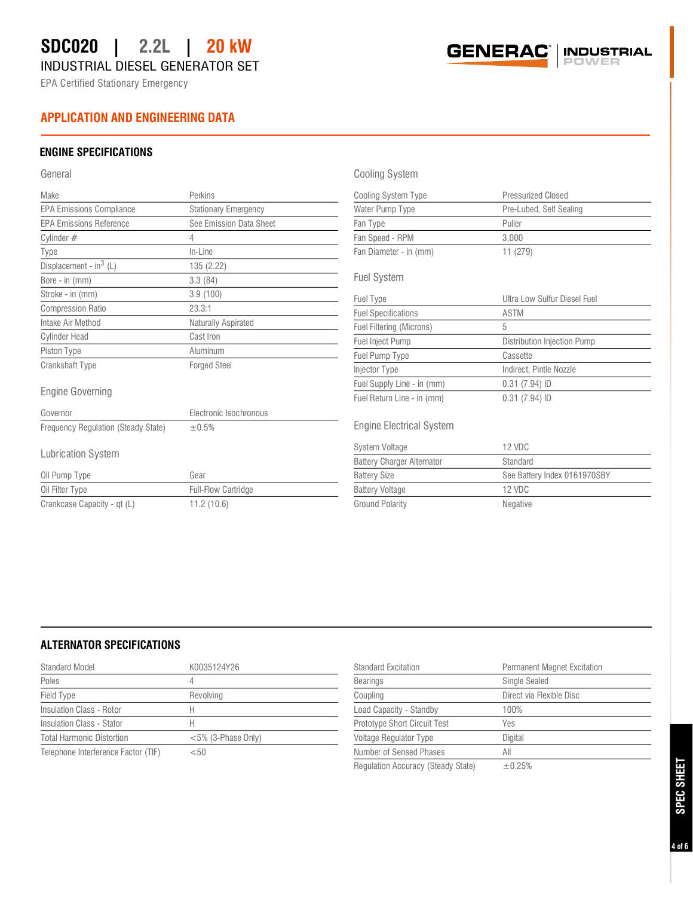# SDC020 | 2.2L | 20 kW

INDUSTRIAL DIESEL GENERATOR SET

EPA Certified Stationary Emergency

## APPLICATION AND ENGINEERING DATA

### ENGINE SPECIFICATIONS

#### General

| | |
|---|---|
| Make | Perkins |
| EPA Emissions Compliance | Stationary Emergency |
| EPA Emissions Reference | See Emission Data Sheet |
| Cylinder # | 4 |
| Type | In-Line |
| Displacement - $in^3$ (L) | 135 (2.22) |
| Bore - in (mm) | 3.3 (84) |
| Stroke - in (mm) | 3.9 (100) |
| Compression Ratio | 23.3:1 |
| Intake Air Method | Naturally Aspirated |
| Cylinder Head | Cast Iron |
| Piston Type | Aluminum |
| Crankshaft Type | Forged Steel |

#### Engine Governing

| | |
|---|---|
| Governor | Electronic Isochronous |
| Frequency Regulation (Steady State) | ±0.5% |

#### Lubrication System

| | |
|---|---|
| Oil Pump Type | Gear |
| Oil Filter Type | Full-Flow Cartridge |
| Crankcase Capacity - qt (L) | 11.2 (10.6) |

#### Cooling System

| | |
|---|---|
| Cooling System Type | Pressurized Closed |
| Water Pump Type | Pre-Lubed, Self Sealing |
| Fan Type | Puller |
| Fan Speed - RPM | 3,000 |
| Fan Diameter - in (mm) | 11 (279) |

#### Fuel System

| | |
|---|---|
| Fuel Type | Ultra Low Sulfur Diesel Fuel |
| Fuel Specifications | ASTM |
| Fuel Filtering (Microns) | 5 |
| Fuel Inject Pump | Distribution Injection Pump |
| Fuel Pump Type | Cassette |
| Injector Type | Indirect, Pintle Nozzle |
| Fuel Supply Line - in (mm) | 0.31 (7.94) ID |
| Fuel Return Line - in (mm) | 0.31 (7.94) ID |

#### Engine Electrical System

| | |
|---|---|
| System Voltage | 12 VDC |
| Battery Charger Alternator | Standard |
| Battery Size | See Battery Index 0161970SBY |
| Battery Voltage | 12 VDC |
| Ground Polarity | Negative |

### ALTERNATOR SPECIFICATIONS

| | |
|---|---|
| Standard Model | K0035124Y26 |
| Poles | 4 |
| Field Type | Revolving |
| Insulation Class - Rotor | H |
| Insulation Class - Stator | H |
| Total Harmonic Distortion | <5% (3-Phase Only) |
| Telephone Interference Factor (TIF) | <50 |

| | |
|---|---|
| Standard Excitation | Permanent Magnet Excitation |
| Bearings | Single Sealed |
| Coupling | Direct via Flexible Disc |
| Load Capacity - Standby | 100% |
| Prototype Short Circuit Test | Yes |
| Voltage Regulator Type | Digital |
| Number of Sensed Phases | All |
| Regulation Accuracy (Steady State) | ±0.25% |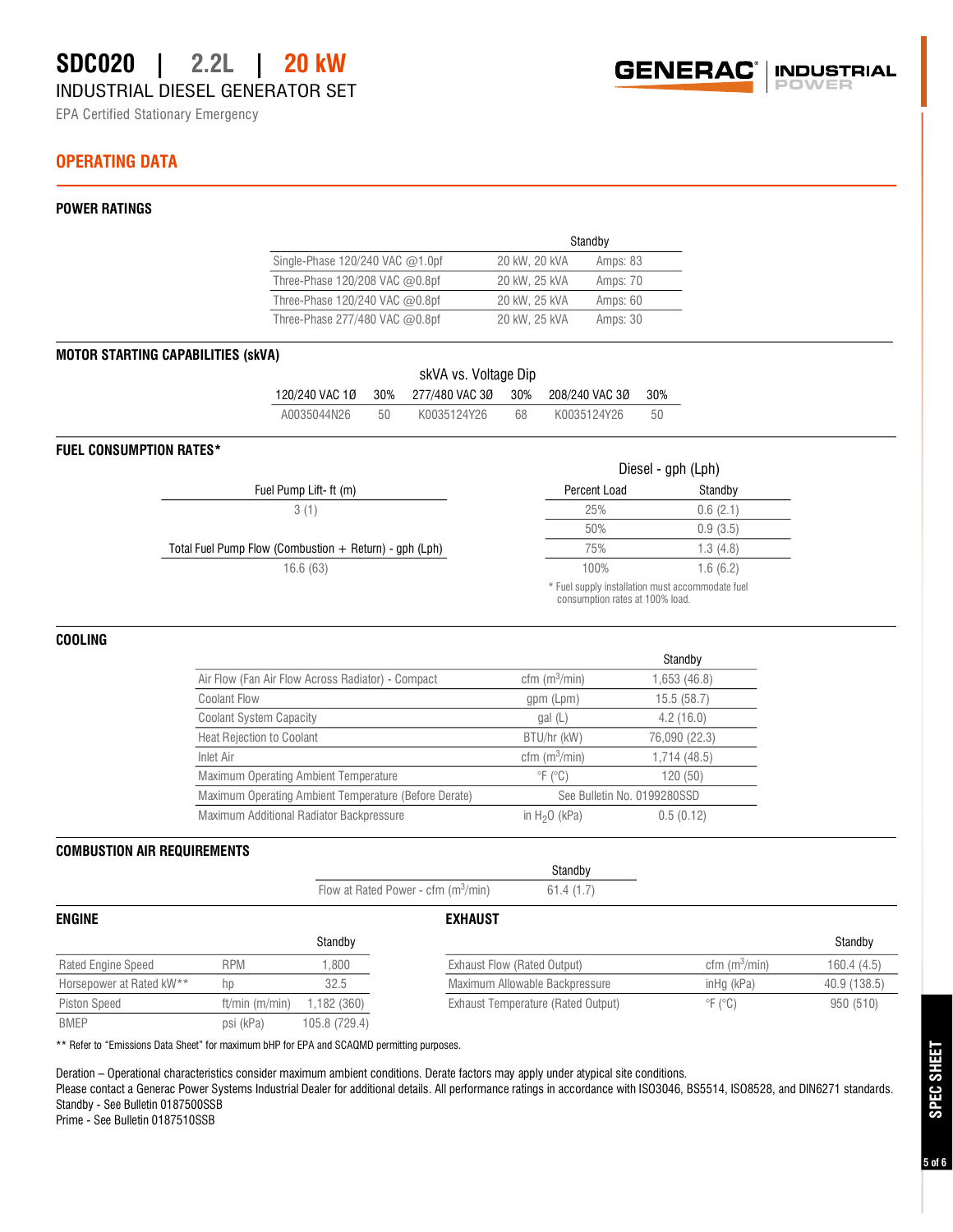# SDC020 | 2.2L | 20 kW

INDUSTRIAL DIESEL GENERATOR SET

EPA Certified Stationary Emergency

## OPERATING DATA

### POWER RATINGS

| | Standby | |
|---|---|---|
| Single-Phase 120/240 VAC @1.0pf | 20 kW, 20 kVA | Amps: 83 |
| Three-Phase 120/208 VAC @0.8pf | 20 kW, 25 kVA | Amps: 70 |
| Three-Phase 120/240 VAC @0.8pf | 20 kW, 25 kVA | Amps: 60 |
| Three-Phase 277/480 VAC @0.8pf | 20 kW, 25 kVA | Amps: 30 |

### MOTOR STARTING CAPABILITIES (skVA)

skVA vs. Voltage Dip

| 120/240 VAC 1Ø | 30% | 277/480 VAC 3Ø | 30% | 208/240 VAC 3Ø | 30% |
|---|---|---|---|---|---|
| A0035044N26 | 50 | K0035124Y26 | 68 | K0035124Y26 | 50 |

### FUEL CONSUMPTION RATES*

| Fuel Pump Lift- ft (m) |
|---|
| 3 (1) |

| Total Fuel Pump Flow (Combustion + Return) - gph (Lph) |
|---|
| 16.6 (63) |

Diesel - gph (Lph)

| Percent Load | Standby |
|---|---|
| 25% | 0.6 (2.1) |
| 50% | 0.9 (3.5) |
| 75% | 1.3 (4.8) |
| 100% | 1.6 (6.2) |

* Fuel supply installation must accommodate fuel consumption rates at 100% load.

### COOLING

| | | Standby |
|---|---|---|
| Air Flow (Fan Air Flow Across Radiator) - Compact | cfm ($m^3$/min) | 1,653 (46.8) |
| Coolant Flow | gpm (Lpm) | 15.5 (58.7) |
| Coolant System Capacity | gal (L) | 4.2 (16.0) |
| Heat Rejection to Coolant | BTU/hr (kW) | 76,090 (22.3) |
| Inlet Air | cfm ($m^3$/min) | 1,714 (48.5) |
| Maximum Operating Ambient Temperature | °F (°C) | 120 (50) |
| Maximum Operating Ambient Temperature (Before Derate) | See Bulletin No. 0199280SSD | |
| Maximum Additional Radiator Backpressure | in $H_2O$ (kPa) | 0.5 (0.12) |

### COMBUSTION AIR REQUIREMENTS

| | Standby |
|---|---|
| Flow at Rated Power - cfm ($m^3$/min) | 61.4 (1.7) |

### ENGINE

| | | Standby |
|---|---|---|
| Rated Engine Speed | RPM | 1,800 |
| Horsepower at Rated kW** | hp | 32.5 |
| Piston Speed | ft/min (m/min) | 1,182 (360) |
| BMEP | psi (kPa) | 105.8 (729.4) |

### EXHAUST

| | | Standby |
|---|---|---|
| Exhaust Flow (Rated Output) | cfm ($m^3$/min) | 160.4 (4.5) |
| Maximum Allowable Backpressure | inHg (kPa) | 40.9 (138.5) |
| Exhaust Temperature (Rated Output) | °F (°C) | 950 (510) |

** Refer to "Emissions Data Sheet" for maximum bHP for EPA and SCAQMD permitting purposes.

Deration – Operational characteristics consider maximum ambient conditions. Derate factors may apply under atypical site conditions.
Please contact a Generac Power Systems Industrial Dealer for additional details. All performance ratings in accordance with ISO3046, BS5514, ISO8528, and DIN6271 standards.
Standby - See Bulletin 0187500SSB
Prime - See Bulletin 0187510SSB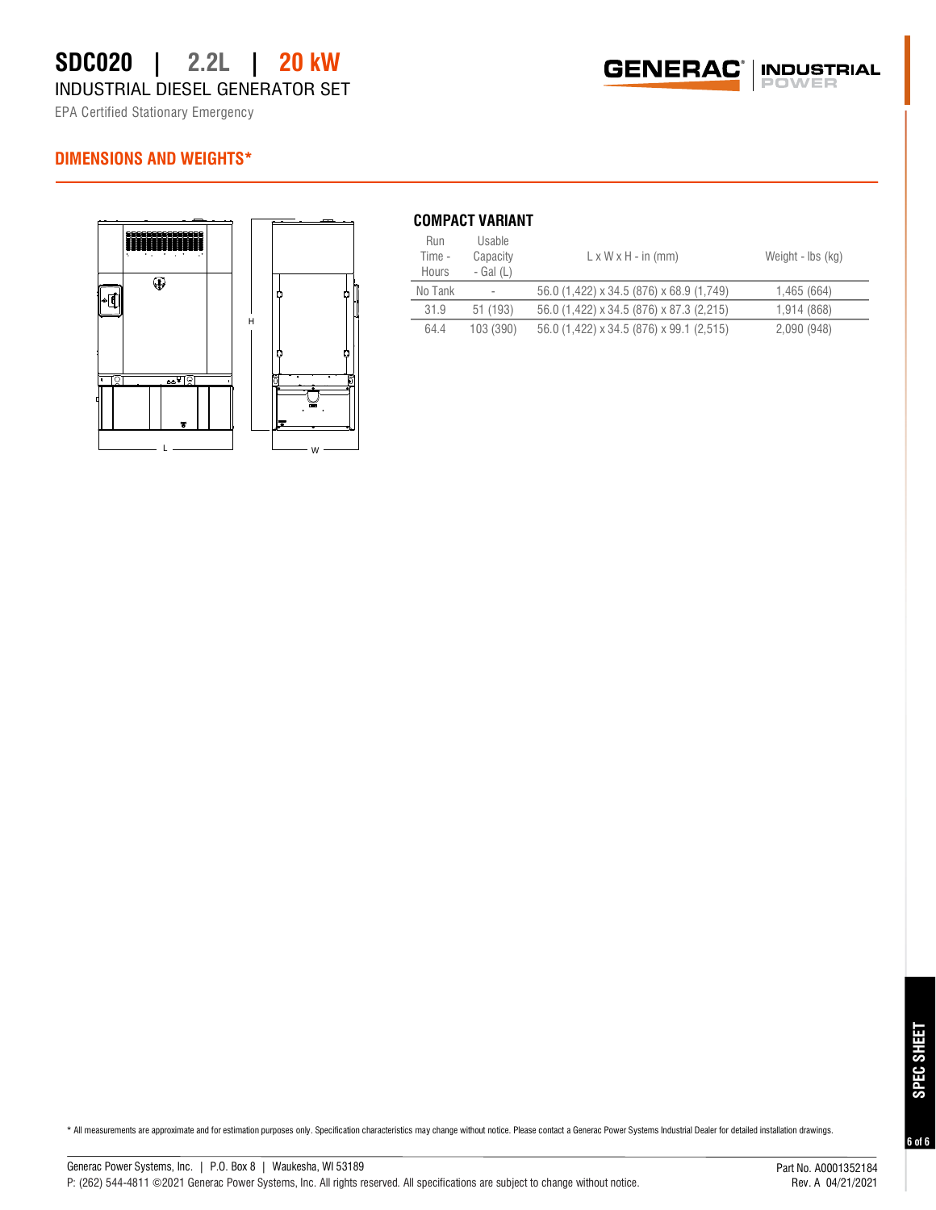# SDC020 | 2.2L | 20 kW

INDUSTRIAL DIESEL GENERATOR SET

EPA Certified Stationary Emergency

## DIMENSIONS AND WEIGHTS*

L

H

W

### COMPACT VARIANT

| Run Time - Hours | Usable Capacity - Gal (L) | L x W x H - in (mm) | Weight - lbs (kg) |
|---|---|---|---|
| No Tank | - | 56.0 (1,422) x 34.5 (876) x 68.9 (1,749) | 1,465 (664) |
| 31.9 | 51 (193) | 56.0 (1,422) x 34.5 (876) x 87.3 (2,215) | 1,914 (868) |
| 64.4 | 103 (390) | 56.0 (1,422) x 34.5 (876) x 99.1 (2,515) | 2,090 (948) |

* All measurements are approximate and for estimation purposes only. Specification characteristics may change without notice. Please contact a Generac Power Systems Industrial Dealer for detailed installation drawings.

Generac Power Systems, Inc. | P.O. Box 8 | Waukesha, WI 53189
P: (262) 544-4811 ©2021 Generac Power Systems, Inc. All rights reserved. All specifications are subject to change without notice.

Part No. A0001352184
Rev. A 04/21/2021